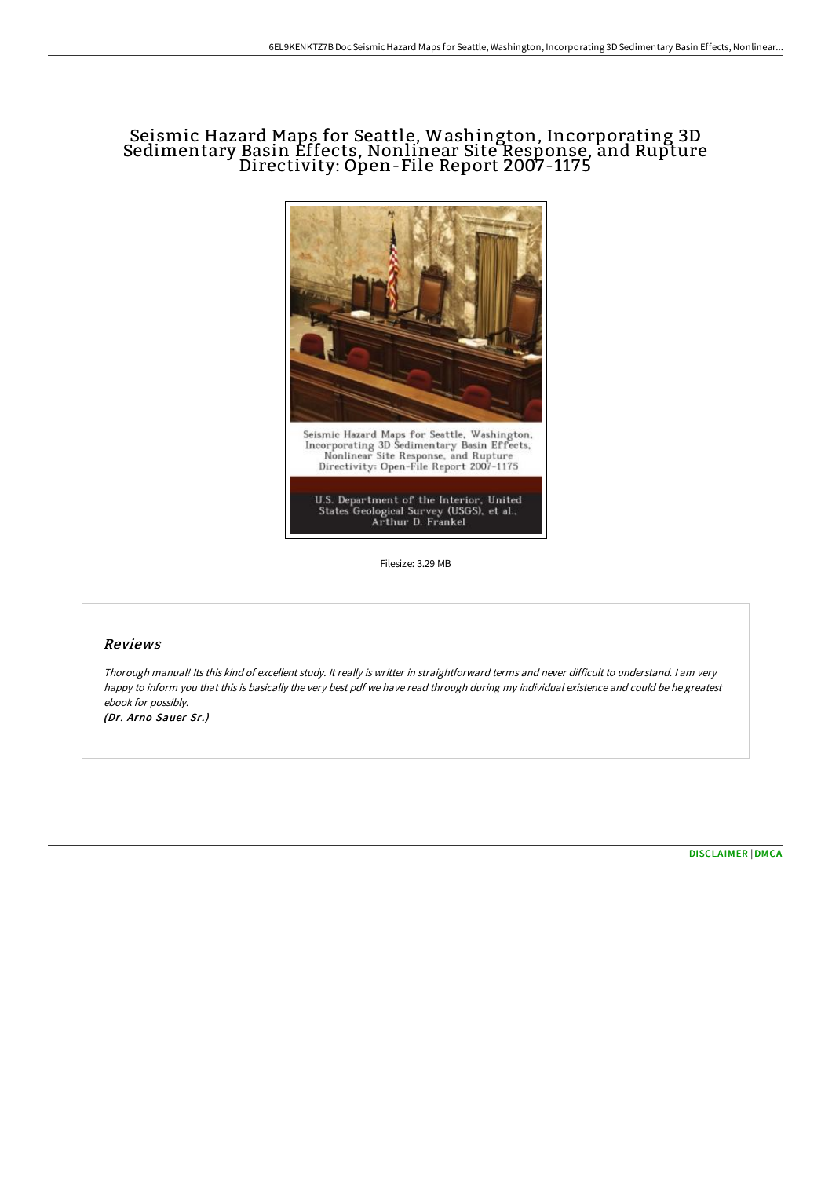# Seismic Hazard Maps for Seattle, Washington, Incorporating 3D Sedimentary Basin Effects, Nonlinear Site Response, and Rupture Directivity: Open-File Report 2007-1175

Seismic Hazard Maps for Seattle, Washington, Incorporating 3D Sedimentary Basin Effects, Nonlinear Site Response, and Rupture Directivity: Open-File Report 2007-1175

U.S. Department of the Interior, United States Geological Survey (USGS), et al., Arthur D. Frankel

Filesize: 3.29 MB

## Reviews

*Thorough manual! Its this kind of excellent study. It really is writter in straightforward terms and never difficult to understand. I am very happy to inform you that this is basically the very best pdf we have read through during my individual existence and could be he greatest ebook for possibly.*

*(Dr. Arno Sauer Sr.)*

DISCLAIMER | DMCA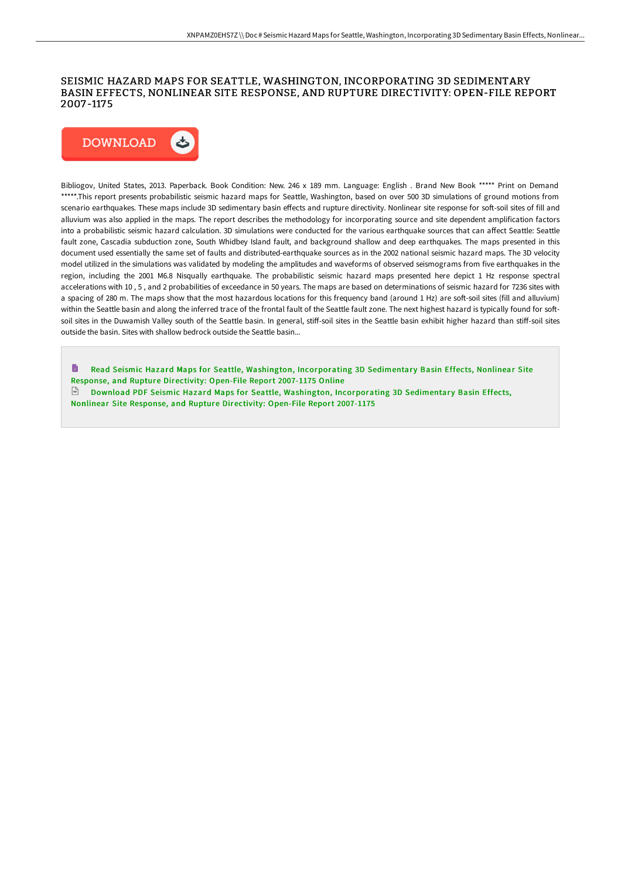# SEISMIC HAZARD MAPS FOR SEATTLE, WASHINGTON, INCORPORATING 3D SEDIMENTARY BASIN EFFECTS, NONLINEAR SITE RESPONSE, AND RUPTURE DIRECTIVITY: OPEN-FILE REPORT 2007-1175

DOWNLOAD

Bibliogov, United States, 2013. Paperback. Book Condition: New. 246 x 189 mm. Language: English . Brand New Book ***** Print on Demand *****.This report presents probabilistic seismic hazard maps for Seattle, Washington, based on over 500 3D simulations of ground motions from scenario earthquakes. These maps include 3D sedimentary basin effects and rupture directivity. Nonlinear site response for soft-soil sites of fill and alluvium was also applied in the maps. The report describes the methodology for incorporating source and site dependent amplification factors into a probabilistic seismic hazard calculation. 3D simulations were conducted for the various earthquake sources that can affect Seattle: Seattle fault zone, Cascadia subduction zone, South Whidbey Island fault, and background shallow and deep earthquakes. The maps presented in this document used essentially the same set of faults and distributed-earthquake sources as in the 2002 national seismic hazard maps. The 3D velocity model utilized in the simulations was validated by modeling the amplitudes and waveforms of observed seismograms from five earthquakes in the region, including the 2001 M6.8 Nisqually earthquake. The probabilistic seismic hazard maps presented here depict 1 Hz response spectral accelerations with 10 , 5 , and 2 probabilities of exceedance in 50 years. The maps are based on determinations of seismic hazard for 7236 sites with a spacing of 280 m. The maps show that the most hazardous locations for this frequency band (around 1 Hz) are soft-soil sites (fill and alluvium) within the Seattle basin and along the inferred trace of the frontal fault of the Seattle fault zone. The next highest hazard is typically found for soft-soil sites in the Duwamish Valley south of the Seattle basin. In general, stiff-soil sites in the Seattle basin exhibit higher hazard than stiff-soil sites outside the basin. Sites with shallow bedrock outside the Seattle basin...

Read Seismic Hazard Maps for Seattle, Washington, Incorporating 3D Sedimentary Basin Effects, Nonlinear Site Response, and Rupture Directivity: Open-File Report 2007-1175 Online

Download PDF Seismic Hazard Maps for Seattle, Washington, Incorporating 3D Sedimentary Basin Effects, Nonlinear Site Response, and Rupture Directivity: Open-File Report 2007-1175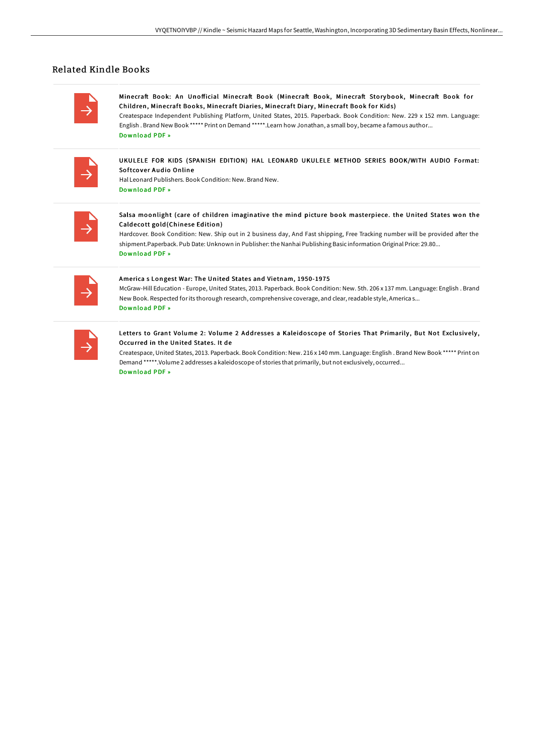## Related Kindle Books

**Minecraft Book: An Unofficial Minecraft Book (Minecraft Book, Minecraft Storybook, Minecraft Book for Children, Minecraft Books, Minecraft Diaries, Minecraft Diary, Minecraft Book for Kids)**

Createspace Independent Publishing Platform, United States, 2015. Paperback. Book Condition: New. 229 x 152 mm. Language: English . Brand New Book ***** Print on Demand *****.Learn how Jonathan, a small boy, became a famous author...

Download PDF »

**UKULELE FOR KIDS (SPANISH EDITION) HAL LEONARD UKULELE METHOD SERIES BOOK/WITH AUDIO Format: Softcover Audio Online**

Hal Leonard Publishers. Book Condition: New. Brand New.

Download PDF »

**Salsa moonlight (care of children imaginative the mind picture book masterpiece. the United States won the Caldecott gold(Chinese Edition)**

Hardcover. Book Condition: New. Ship out in 2 business day, And Fast shipping, Free Tracking number will be provided after the shipment.Paperback. Pub Date: Unknown in Publisher: the Nanhai Publishing Basic information Original Price: 29.80...

Download PDF »

**America s Longest War: The United States and Vietnam, 1950-1975**

McGraw-Hill Education - Europe, United States, 2013. Paperback. Book Condition: New. 5th. 206 x 137 mm. Language: English . Brand New Book. Respected for its thorough research, comprehensive coverage, and clear, readable style, America s...

Download PDF »

**Letters to Grant Volume 2: Volume 2 Addresses a Kaleidoscope of Stories That Primarily, But Not Exclusively, Occurred in the United States. It de**

Createspace, United States, 2013. Paperback. Book Condition: New. 216 x 140 mm. Language: English . Brand New Book ***** Print on Demand *****.Volume 2 addresses a kaleidoscope of stories that primarily, but not exclusively, occurred...

Download PDF »